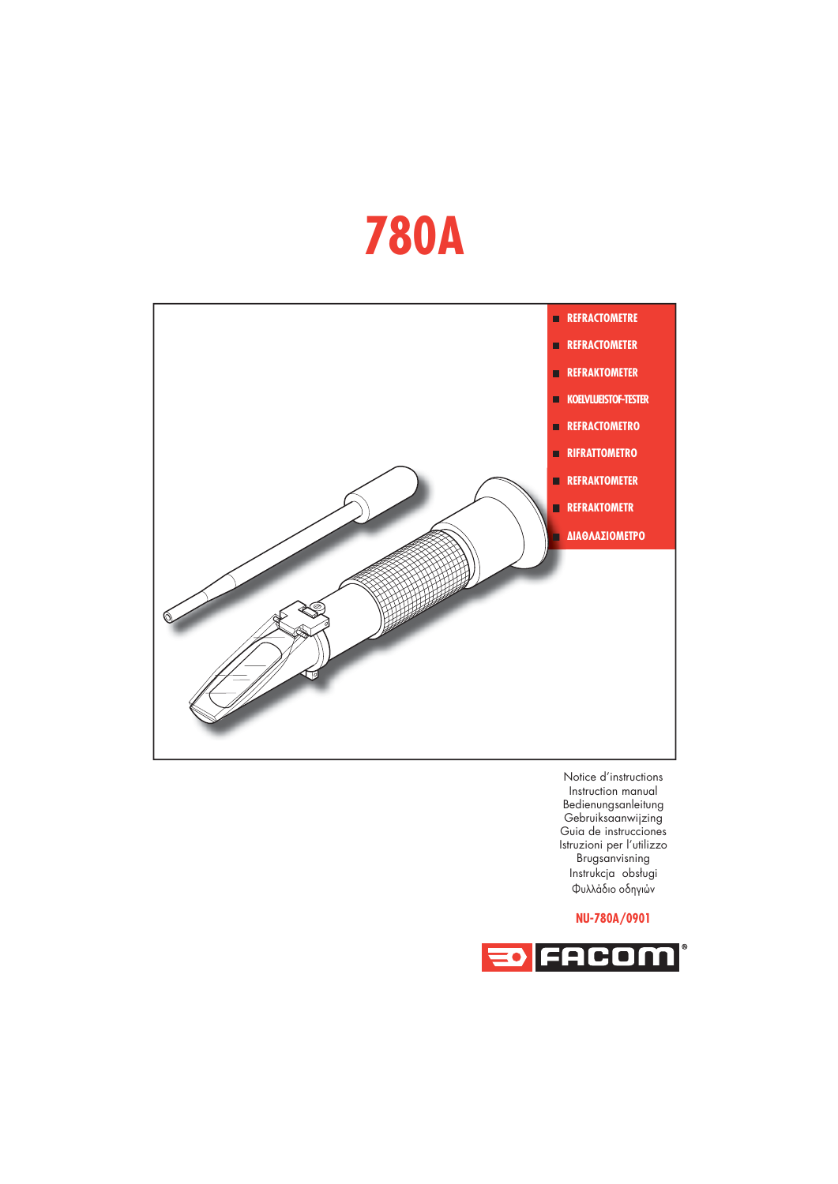# 780A

- REFRACTOMETRE
- REFRACTOMETER
- REFRAKTOMETER
- KOELVLUEISTOF-TESTER
- REFRACTOMETRO
- RIFRATTOMETRO
- REFRAKTOMETER
- REFRAKTOMETR
- ΔΙΑΘΛΑΣΙΟΜΕΤΡΟ

Notice d'instructions
Instruction manual
Bedienungsanleitung
Gebruiksaanwijzing
Guia de instrucciones
Istruzioni per l'utilizzo
Brugsanvisning
Instrukcja obsługi
Φυλλάδιο οδηγιών

NU-780A/0901

FACOM®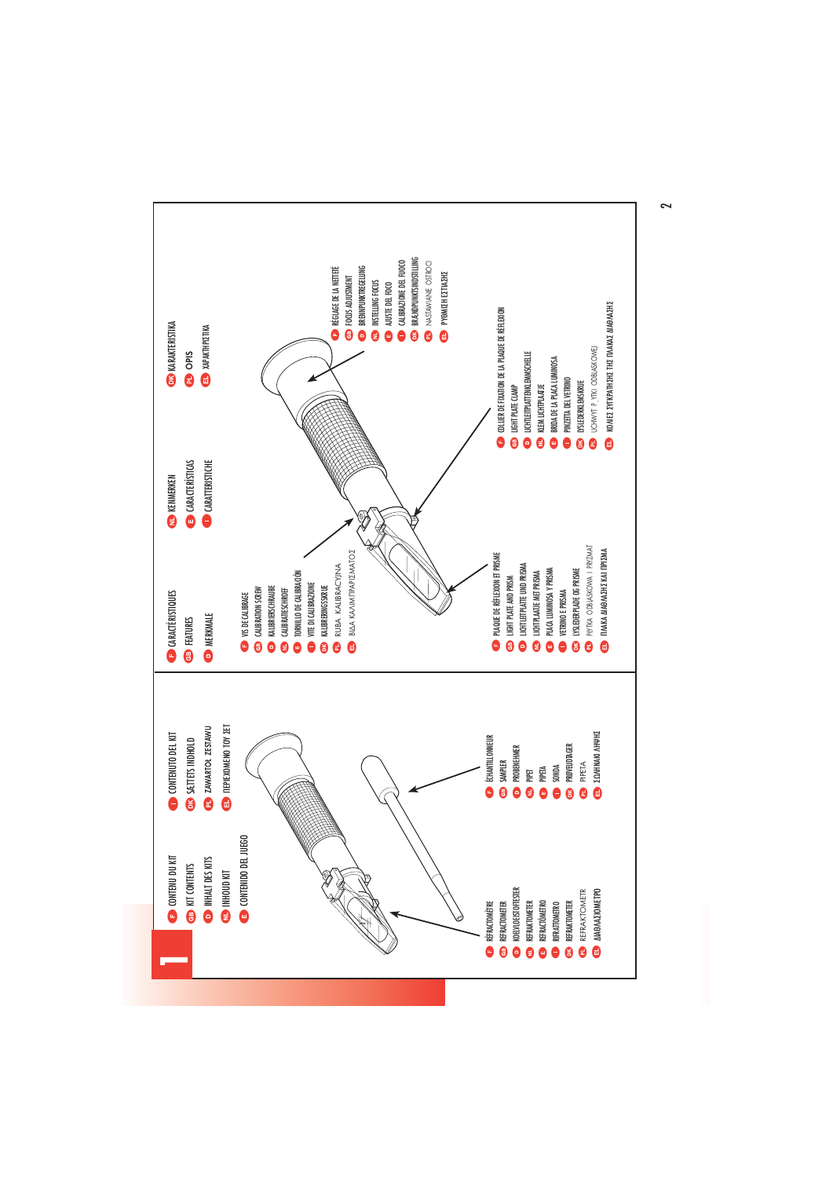# 1

**F** CONTENU DU KIT
**GB** KIT CONTENTS
**D** INHALT DES KITS
**NL** INHOUD KIT
**E** CONTENIDO DEL JUEGO
**I** CONTENUTO DEL KIT
**DK** SÆTTETS INDHOLD
**PL** ZAWARTOŚĆ ZESTAWU
**EL** ΠΕΡΙΕΧΟΜΕΝΟ ΤΟΥ ΣΕΤ

- **F** RÉFRACTOMÈTRE
- **GB** REFRACTOMETER
- **D** KOELVLOEISTOFTESTER
- **NL** REFRAKTOMETER
- **E** REFRACTÓMETRO
- **I** RIFRATTOMETRO
- **DK** REFRAKTOMETER
- **PL** REFRAKTOMETR
- **EL** ΔΙΑΘΛΑΣΙΟΜΕΤΡΟ

- **F** ÉCHANTILLONNEUR
- **GB** SAMPLER
- **D** PROBENEHMER
- **NL** PIPET
- **E** PIPETA
- **I** SONDA
- **DK** PRØVEUDTAGER
- **PL** PIPETA
- **EL** ΣΩΛΗΝΑΚΙ ΛΗΨΗΣ

**F** CARACTÉRISTIQUES
**GB** FEATURES
**D** MERKMALE
**NL** KENMERKEN
**E** CARACTERÍSTICAS
**I** CARATTERISTICHE
**DK** KARAKTERISTIKA
**PL** OPIS
**EL** ΧΑΡΑΚΤΗΡΙΣΤΙΚΑ

- **F** VIS DE CALIBRAGE
- **GB** CALIBRATION SCREW
- **D** KALIBRIERSCHRAUBE
- **NL** CALIBRATIESCHROEF
- **E** TORNILLO DE CALIBRACIÓN
- **I** VITE DI CALIBRAZIONE
- **DK** KALIBRERINGSSKRUE
- **PL** ŚRUBA KALIBRACYJNA
- **EL** ΒΙΔΑ ΚΑΛΙΜΠΡΑΡΙΣΜΑΤΟΣ

- **F** RÉGLAGE DE LA NETTETÉ
- **GB** FOCUS ADJUSTMENT
- **D** BRENNPUNKTREGELUNG
- **NL** INSTELLING FOCUS
- **E** AJUSTE DEL FOCO
- **I** CALIBRAZIONE DEL FUOCO
- **DK** BRÆNDPUNKTSINDSTILLING
- **PL** NASTAWIANIE OSTROŚCI
- **EL** ΡΥΘΜΙΣΗ ΕΣΤΙΑΣΗΣ

- **F** PLAQUE DE RÉFLEXION ET PRISME
- **GB** LIGHT PLATE AND PRISM
- **D** LICHTLEITPLATTE UND PRISMA
- **NL** LICHTPLAATJE MET PRISMA
- **E** PLACA LUMINOSA Y PRISMA
- **I** VETRINO E PRISMA
- **DK** LYSLEDERPLADE OG PRISME
- **PL** PŁYTKA OBRAZKOWA I PRYZMAT
- **EL** ΠΛΑΚΑ ΔΙΑΘΛΑΣΗΣ ΚΑΙ ΠΡΙΣΜΑ

- **F** COLLIER DE FIXATION DE LA PLAQUE DE RÉFLEXION
- **GB** LIGHT PLATE CLAMP
- **D** LICHTLEITPLATTENKLEMMSCHELLE
- **NL** KLEM LICHTPLAATJE
- **E** BRIDA DE LA PLACA LUMINOSA
- **I** PINZETTA DEL VETRINO
- **DK** LYSLEDERKLEMSKRUE
- **PL** UCHWYT PŁYTKI OBRAZKOWEJ
- **EL** ΚΟΛΙΕΣ ΣΥΓΚΡΑΤΗΣΗΣ ΤΗΣ ΠΛΑΚΑΣ ΔΙΑΘΛΑΣΗΣ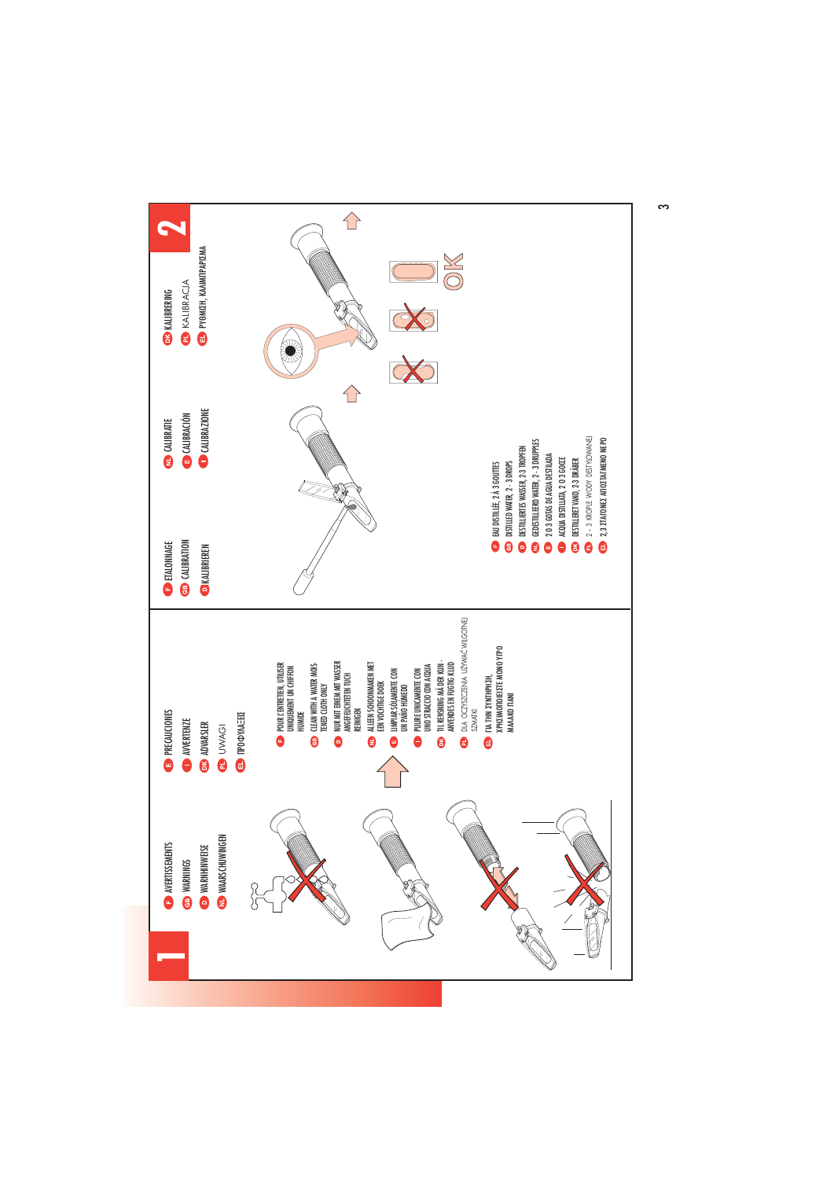# 1

**F** AVERTISSEMENTS
**GB** WARNINGS
**D** WARNHINWEISE
**NL** WAARSCHUWINGEN
**E** PRECAUCIONES
**I** AVVERTENZE
**DK** ADVARSLER
**PL** UWAGI
**EL** ΠΡΟΦΥΛΑΞΕΙΣ

- **F** POUR L'ENTRETIEN, UTILISER UNIQUEMENT UN CHIFFON HUMIDE
- **GB** CLEAN WITH A WATER MOISTENED CLOTH ONLY
- **D** NUR MIT EINEM MIT WASSER ANGEFEUCHTETEN TUCH REINIGEN
- **NL** ALLEEN SCHOONMAKEN MET EEN VOCHTIGE DOEK
- **E** LIMPIAR SÓLAMENTE CON UN PAÑO HÚMEDO
- **I** PULIRE UNICAMENTE CON UNO STRACCIO CON ACQUA
- **DK** TIL RENSNING MÅ DER KUN ANVENDES EN FUGTIG KLUD
- **PL** DLA OCZYSZCZENIA UŻYWAĆ WILGOTNEJ SZMATKI
- **EL** ΓΙΑ ΤΗΝ ΣΥΝΤΗΡΗΣΗ, ΧΡΗΣΙΜΟΠΟΙΕΙΣΤΕ ΜΟΝΟ ΥΓΡΟ ΜΑΛΑΚΟ ΠΑΝΙ

# 2

**F** ETALONNAGE
**GB** CALIBRATION
**D** KALIBRIEREN
**NL** CALIBRATIE
**E** CALIBRACIÓN
**I** CALIBRAZIONE
**DK** KALIBRERING
**PL** KALIBRACJA
**EL** ΡΥΘΜΙΣΗ, ΚΑΛΙΜΠΡΑΡΙΣΜΑ

- **F** EAU DISTILLÉE, 2 À 3 GOUTTES
- **GB** DISTILLED WATER, 2 - 3 DROPS
- **D** DESTILLIERTES WASSER, 2-3 TROPFEN
- **NL** GEDISTILLEERD WATER, 2 - 3 DRUPPELS
- **E** 2 O 3 GOTAS DE AGUA DESTILADA
- **I** ACQUA DISTILLATA, 2 O 3 GOCCE
- **DK** DESTILLERET VAND, 2-3 DRÅBER
- **PL** 2 - 3 KROPLE WODY DESTYLOWANEJ
- **EL** 2-3 ΣΤΑΓΟΝΕΣ ΑΠΟΣΤΑΓΜΕΝΟ ΝΕΡΟ

OK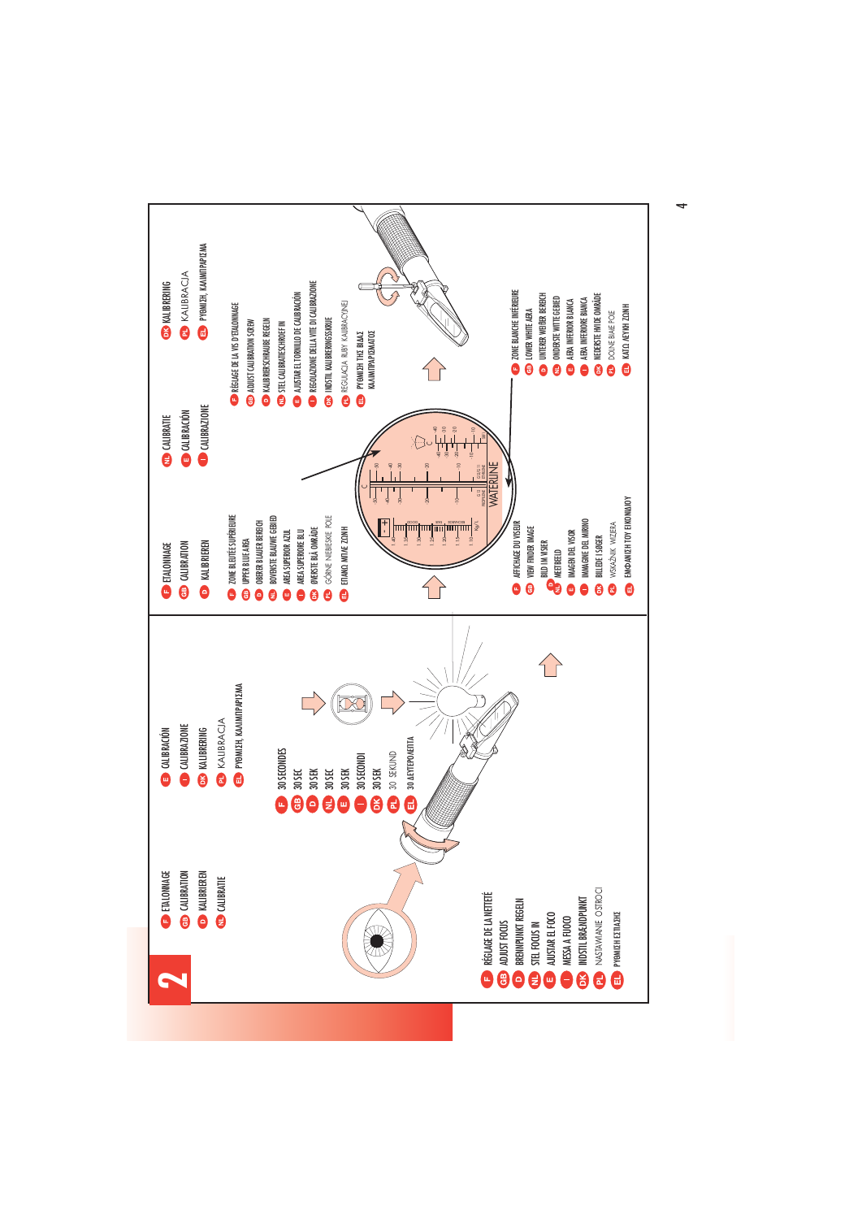## 2

**F** ÉTALONNAGE
**GB** CALIBRATION
**D** KALIBRIEREN
**NL** CALIBRATIE
**E** CALIBRACIÓN
**I** CALIBRAZIONE
**DK** KALIBRERING
**PL** KALIBRACJA
**EL** ΡΥΘΜΙΣΗ, ΚΑΛΙΜΠΡΑΡΙΣΜΑ

**F** RÉGLAGE DE LA NETTETÉ
**GB** ADJUST FOCUS
**D** BRENNPUNKT REGELN
**NL** STEL FOCUS IN
**E** AJUSTAR EL FOCO
**I** MESSA A FUOCO
**DK** INDSTIL BRÆNDPUNKT
**PL** NASTAWIANIE OSTROŚCI
**EL** ΡΥΘΜΙΣΗ ΕΣΤΙΑΣΗΣ

**F** 30 SECONDES
**GB** 30 SEC
**D** 30 SEK
**NL** 30 SEC
**E** 30 SEK
**I** 30 SECONDI
**DK** 30 SEK
**PL** 30 SEKUND
**EL** 30 ΔΕΥΤΕΡΟΛΕΠΤΑ

**F** ÉTALONNAGE
**GB** CALIBRATION
**D** KALIBRIEREN
**NL** CALIBRATIE
**E** CALIBRACIÓN
**I** CALIBRAZIONE
**DK** KALIBRERING
**PL** KALIBRACJA
**EL** ΡΥΘΜΙΣΗ, ΚΑΛΙΜΠΡΑΡΙΣΜΑ

**F** ZONE BLEUTÉE SUPÉRIEURE
**GB** UPPER BLUE AREA
**D** OBERER BLAUER BEREICH
**NL** BOVENSTE BLAUWE GEBIED
**E** AREA SUPERIOR AZUL
**I** AREA SUPERIORE BLU
**DK** ØVERSTE BLÅ OMRÅDE
**PL** GÓRNE NIEBIESKIE POLE
**EL** ΕΠΑΝΩ ΜΠΛΕ ΖΩΝΗ

**F** RÉGLAGE DE LA VIS D'ÉTALONNAGE
**GB** ADJUST CALIBRATION SCREW
**D** KALIBRIERSCHRAUBE REGELN
**NL** STEL CALIBRATIESCHROEF IN
**E** AJUSTAR EL TORNILLO DE CALIBRACIÓN
**I** REGOLAZIONE DELLA VITE DI CALIBRAZIONE
**DK** INDSTIL KALIBRERINGSSKRUE
**PL** REGULACJA ŚRUBY KALIBRACYJNEJ
**EL** ΡΥΘΜΙΣΗ ΤΗΣ ΒΙΔΑΣ ΚΑΛΙΜΠΡΑΡΙΣΜΑΤΟΣ

**F** AFFICHAGE DU VISEUR
**GB** VIEW FINDER IMAGE
**D** BILD IM VISIER
**NL** MEETBEELD
**E** IMAGEN DEL VISOR
**I** IMMAGINE DEL MIRINO
**DK** BILLEDE I SØGER
**PL** WSKAŹNIK WIZJERA
**EL** ΕΜΦΑΝΙΣΗ ΤΟΥ ΕΙΚΟΝΟΛΗΠΤΗ

**F** ZONE BLANCHE INFÉRIEURE
**GB** LOWER WHITE AREA
**D** UNTERER WEIßER BEREICH
**NL** ONDERSTE WITTE GEBIED
**E** AREA INFERIOR BLANCA
**I** AREA INFERIORE BIANCA
**DK** NEDERSTE HVIDE OMRÅDE
**PL** DOLNE BIAŁE POLE
**EL** ΚΑΤΩ ΛΕΥΚΗ ΖΩΝΗ

WATERLINE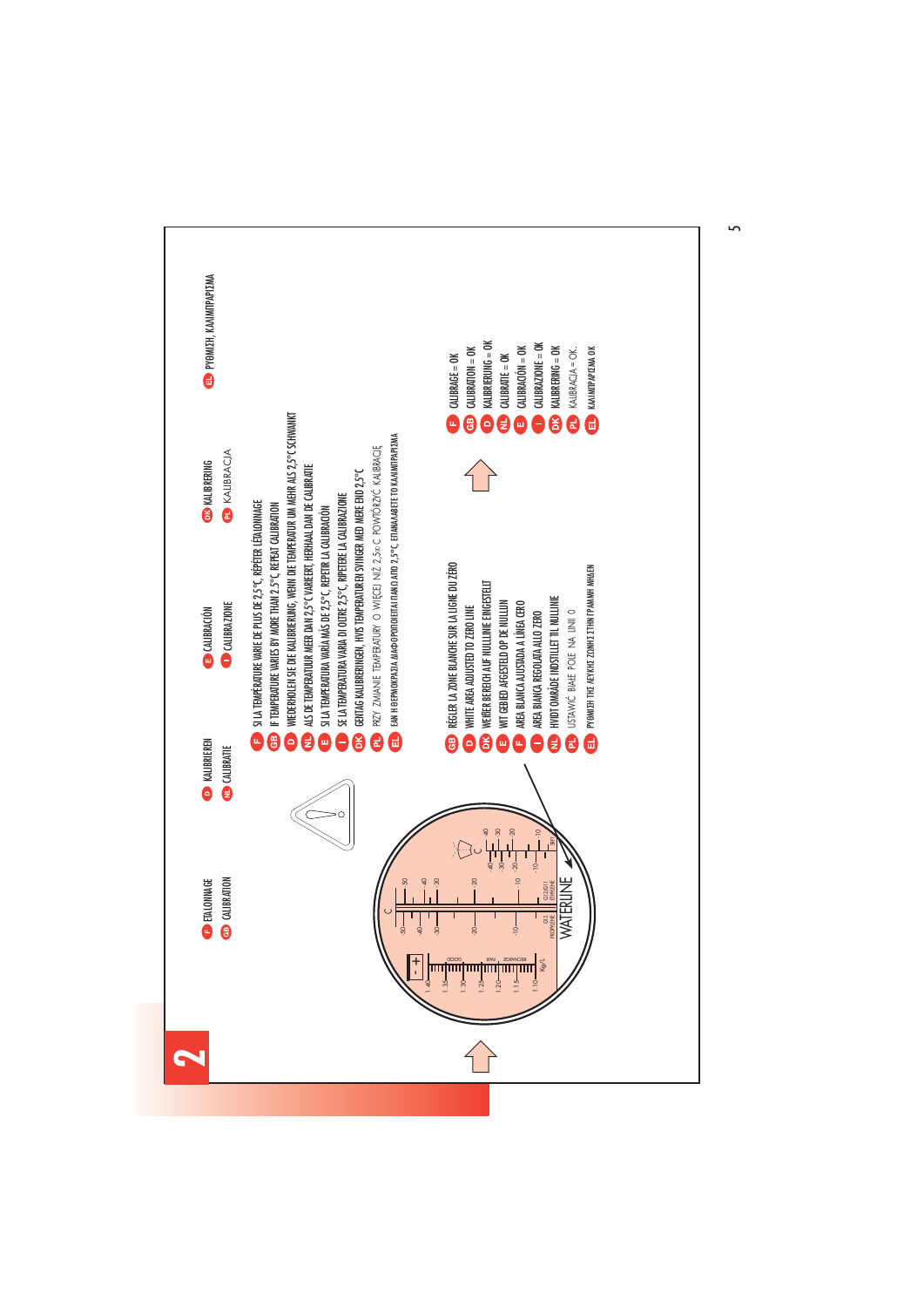## 2

F ETALONNAGE
GB CALIBRATION
D KALIBRIEREN
NL CALIBRATIE
E CALIBRACIÓN
I CALIBRAZIONE
DK KALIBRERING
PL KALIBRACJA
EL ΡΥΘΜΙΣΗ, ΚΑΛΙΜΠΡΑΡΙΣΜΑ

- F SI LA TEMPÉRATURE VARIE DE PLUS DE 2,5°C, RÉPÉTER L'ÉTALONNAGE
- GB IF TEMPERATURE VARIES BY MORE THAN 2,5°C, REPEAT CALIBRATION
- D WIEDERHOLEN SIE DIE KALIBRIERUNG, WENN DIE TEMPERATUR UM MEHR ALS 2,5°C SCHWANKT
- NL ALS DE TEMPERATUUR MEER DAN 2,5°C VARIEERT, HERHAAL DAN DE CALIBRATIE
- E SI LA TEMPERATURA VARÍA MÁS DE 2,5°C, REPETIR LA CALIBRACIÓN
- I SE LA TEMPERATURA VARIA DI OLTRE 2,5°C, RIPETERE LA CALIBRAZIONE
- DK GENTAG KALIBRERINGEN, HVIS TEMPERATUREN SVINGER MED MERE END 2,5°C
- PL PRZY ZMIANIE TEMPERATURY O WIĘCEJ NIŻ 2,5°C POWTÓRZYĆ KALIBRACJĘ
- EL ΕΑΝ Η ΘΕΡΜΟΚΡΑΣΙΑ ΔΙΑΦΟΡΟΠΟΙΕΙΤΑΙ ΠΑΝΩ ΑΠΟ 2,5°C, ΕΠΑΝΑΛΑΒΕΤΕ ΤΟ ΚΑΛΙΜΠΡΑΡΙΣΜΑ

- GB RÉGLER LA ZONE BLANCHE SUR LA LIGNE DU ZÉRO
- D WHITE AREA ADJUSTED TO ZERO LINE
- DK WEIßER BEREICH AUF NULLLINIE EINGESTELLT
- E WIT GEBIED AFGESTELD OP DE NULLIJN
- F AREA BLANCA AJUSTADA A LÍNEA CERO
- I AREA BIANCA REGOLATA ALLO ZERO
- NL HVIDT OMRÅDE INDSTILLET TIL NULLINIE
- PL USTAWIĆ BIAŁE POLE NA LINII 0
- EL ΡΥΘΜΙΣΗ ΤΗΣ ΛΕΥΚΗΣ ΖΩΝΗΣ ΣΤΗΝ ΓΡΑΜΜΗ ΜΗΔΕΝ

- F CALIBRAGE = OK
- GB CALIBRATION = OK
- D KALIBRIERUNG = OK
- NL CALIBRATIE = OK
- E CALIBRACIÓN = OK
- I CALIBRAZIONE = OK
- DK KALIBRERING = OK
- PL KALIBRACJA = OK.
- EL ΚΑΛΙΜΠΡΑΡΙΣΜΑ ΟΚ

WATERLINE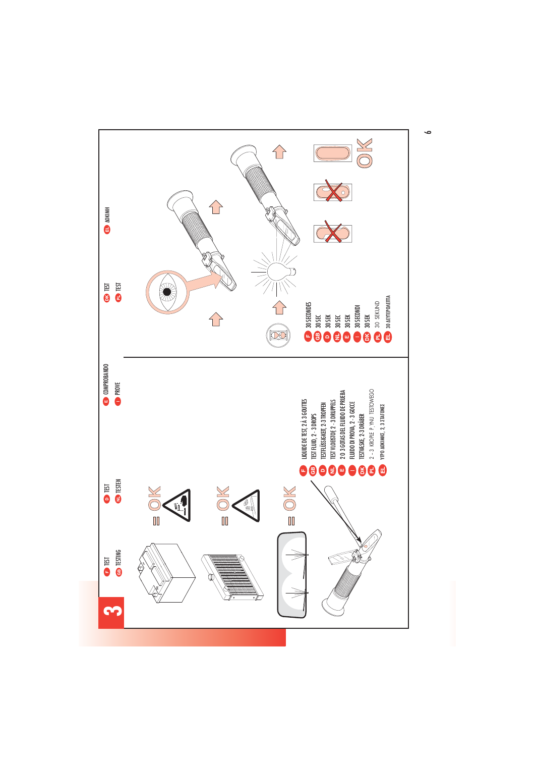# 3

F TEST
GB TESTING
D TEST
NL TESTEN
E COMPROBANDO
I PROVE
DK TEST
PL TEST
EL ΔΟΚΙΜΗ

= OK

= OK

= OK

- F LIQUIDE DE TEST, 2 À 3 GOUTTES
- GB TEST FLUID, 2 - 3 DROPS
- D TESTFLÜSSIGKEIT, 2-3 TROPFEN
- NL TEST VLOEISTOF, 2 - 3 DRUPPELS
- E 2 O 3 GOTAS DEL FLUIDO DE PRUEBA
- I FLUIDO DI PROVA, 2 - 3 GOCCE
- DK TESTVÆSKE, 2-3 DRÅBER
- PL 2 - 3 KROPLE PŁYNU TESTOWEGO
- EL ΥΓΡΟ ΔΟΚΙΜΗΣ, 2 - 3 ΣΤΑΓΟΝΕΣ

- F 30 SECONDES
- GB 30 SEC
- D 30 SEK
- NL 30 SEC
- E 30 SEK
- I 30 SECONDI
- DK 30 SEK
- PL 30 SEKUND
- EL 30 ΔΕΥΤΕΡΟΛΕΠΤΑ

OK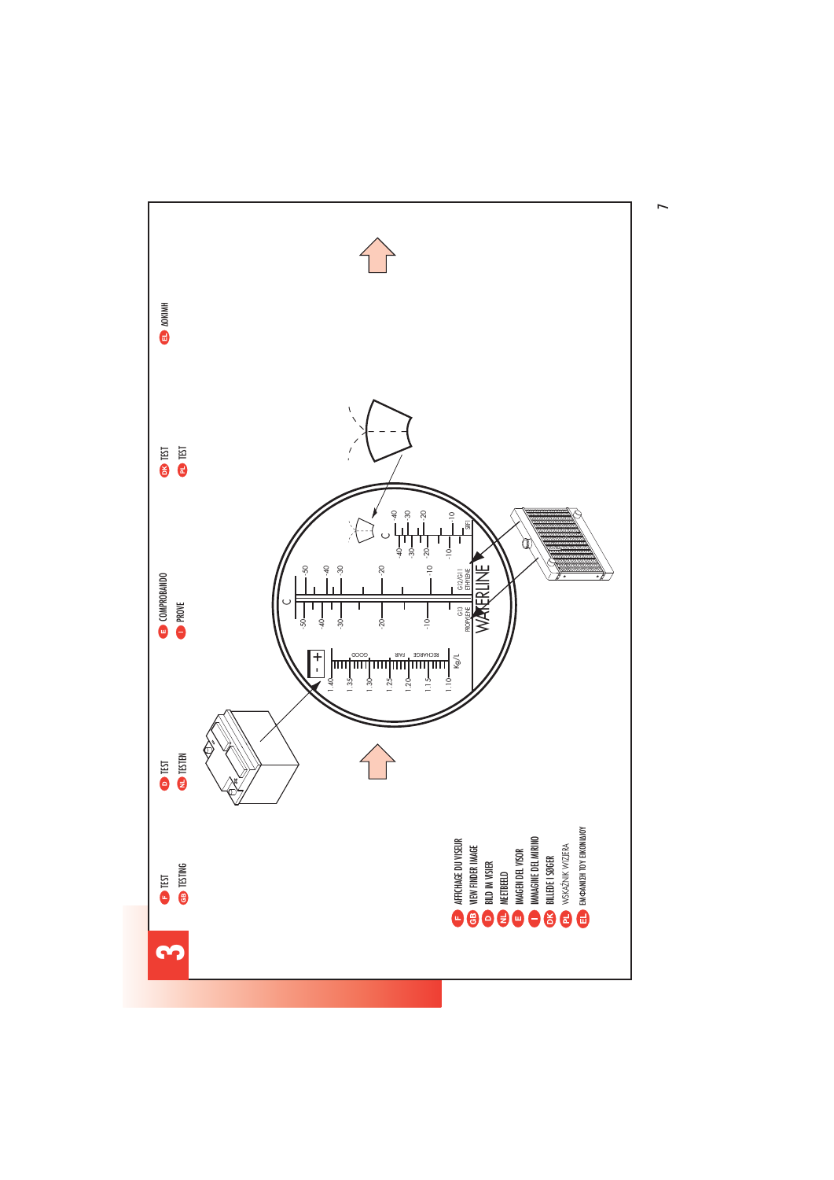# 3

**F** TEST
**GB** TESTING
**D** TEST
**NL** TESTEN
**E** COMPROBANDO
**I** PROVE
**DK** TEST
**PL** TEST
**EL** ΔΟΚΙΜΗ

**F** AFFICHAGE DU VISEUR
**GB** VIEW FINDER IMAGE
**D** BILD IM VISIER
**NL** MEETBEELD
**E** IMAGEN DEL VISOR
**I** IMMAGINE DEL MIRINO
**DK** BILLEDE I SØGER
**PL** WSKAŹNIK WIZJERA
**EL** ΕΜΦΑΝΙΣΗ ΤΟΥ ΕΙΚΟΝΙΔΙΟΥ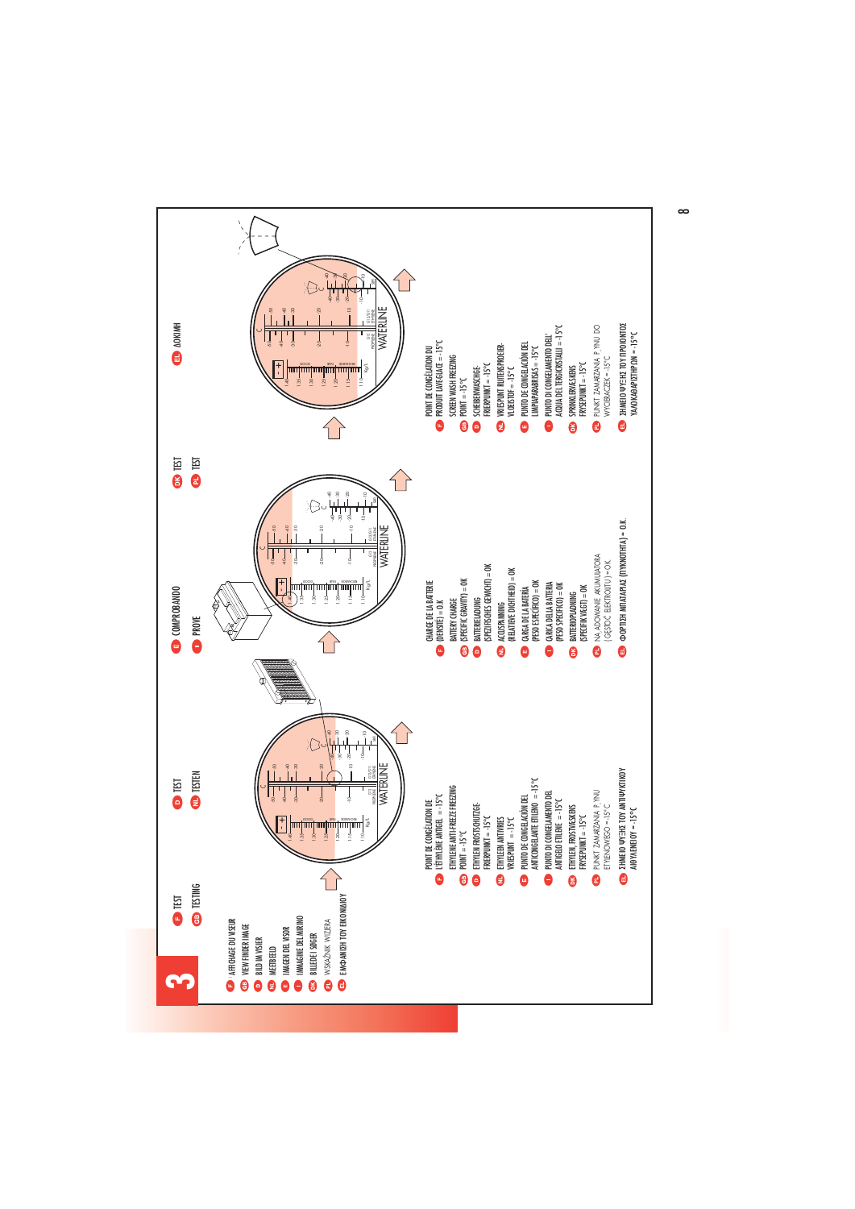# 3

**F** TEST
**GB** TESTING
**D** TEST
**NL** TESTEN
**E** COMPROBANDO
**I** PROVE
**DK** TEST
**PL** TEST
**EL** ΔΟΚΙΜΗ

**F** AFFICHAGE DU VISEUR
**GB** VIEW FINDER IMAGE
**D** BILD IM VISIER
**NL** MEETBEELD
**E** IMAGEN DEL VISOR
**I** IMMAGINE DEL MIRINO
**DK** BILLEDE I SØGER
**PL** WSKAŹNIK WIZJERA
**EL** ΕΜΦΑΝΙΣΗ ΤΟΥ ΕΙΚΟΝΙΔΙΟΥ

**F** POINT DE CONGÉLATION DE L'ÉTHYLÈNE ANTIGEL = -15°C
**GB** ETHYLENE ANTI-FREEZE FREEZING POINT = -15°C
**D** ETHYLEN FROSTSCHUTZGE-FRIERPUNKT = -15°C
**NL** ETHYLEEN ANTIVRIES VRIESPUNT = -15°C
**E** PUNTO DE CONGELACIÓN DEL ANTICONGELANTE ETILENO = -15°C
**I** PUNTO DI CONGELAMENTO DEL ANTIGELO ETILENE = -15°C
**DK** ETHYLEN, FROSTVÆSKENS FRYSEPUNKT = -15°C
**PL** PUNKT ZAMARZANIA PŁYNU ETYLENOWEGO = -15°C
**EL** ΣΗΜΕΙΟ ΨΥΞΗΣ ΤΟΥ ΑΝΤΙΨΥΚΤΙΚΟΥ ΑΙΘΥΛΕΝΙΟΥ = -15°C

**F** CHARGE DE LA BATTERIE (DENSITÉ) = O.K
**GB** BATTERY CHARGE (SPECIFIC GRAVITY) = OK
**D** BATTERIELADUNG (SPEZIFISCHES GEWICHT) = OK
**NL** ACCUSPANNING (RELATIEVE DICHTHEID) = OK
**E** CARGA DE LA BATERÍA (PESO ESPECÍFICO) = OK
**I** CARICA DELLA BATTERIA (PESO SPECIFICO) = OK
**DK** BATTERIOPLADNING (SPECIFIK VÆGT) = OK
**PL** NAŁADOWANIE AKUMULATORA (GĘSTOŚĆ ELEKTROLITU) = OK
**EL** ΦΟΡΤΙΣΗ ΜΠΑΤΑΡΙΑΣ (ΠΥΚΝΟΤΗΤΑ) = O.K.

**F** POINT DE CONGÉLATION DU PRODUIT LAVE-GLACE = -15°C
**GB** SCREEN WASH FREEZING POINT = -15°C
**D** SCHEIBENWASCHGE-FRIERPUNKT = -15°C
**NL** VRIESPUNT RUITENSPROEIER-VLOEISTOF = -15°C
**E** PUNTO DE CONGELACIÓN DEL LIMPIAPARABRISAS = -15°C
**I** PUNTO DI CONGELAMENTO DELL'ACQUA DEL TERGICRISTALLI = -15°C
**DK** SPRINKLERVÆSKENS FRYSEPUNKT = -15°C
**PL** PUNKT ZAMARZANIA PŁYNU DO WYCIERACZEK = -15°C
**EL** ΣΗΜΕΙΟ ΨΥΞΗΣ ΤΟΥ ΥΓΡΟΥ ΚΑΘΑΡΙΣΜΟΥ ΥΑΛΟΚΑΘΑΡΙΣΤΗΡΩΝ = -15°C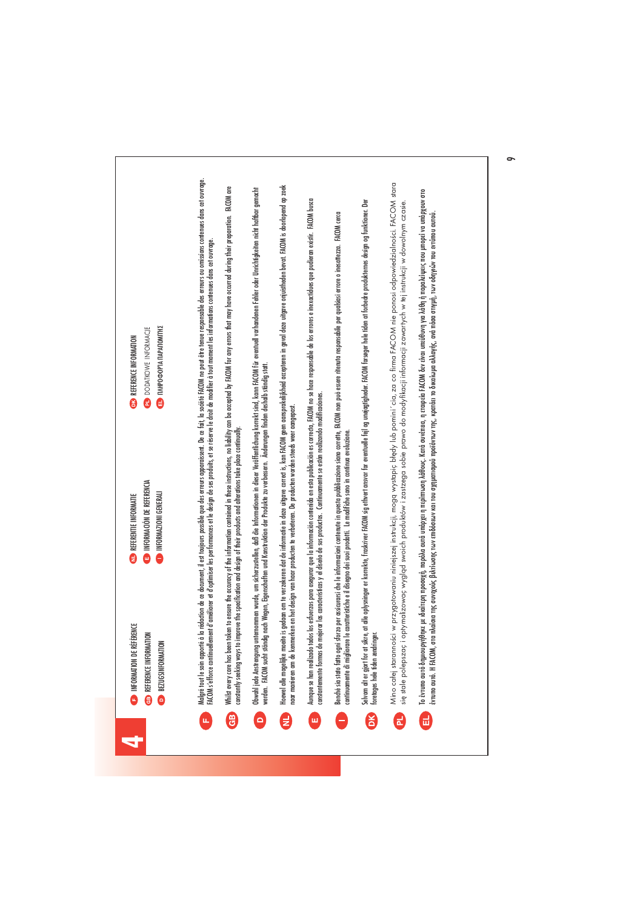# 4

**F** INFORMATION DE RÉFÉRENCE
**GB** REFERENCE INFORMATION
**D** BEZUGSINFORMATION
**NL** REFERENTIE INFORMATIE
**E** INFORMACIÓN DE REFERENCIA
**I** INFORMAZIONI GENERALI
**DK** REFERENCE INFORMATION
**PL** DODATKOWE INFORMACJE
**EL** ΠΛΗΡΟΦΟΡΙΑ ΠΑΡΑΠΟΜΠΗΣ

**F** Malgré tout le soin apporté à la rédaction de ce document, il est toujours possible que des erreurs apparaissent. De ce fait, la société FACOM ne peut être tenue responsable des erreurs ou omissions contenues dans cet ouvrage. FACOM s'efforce continuellement d'améliorer et d'optimiser les performances et le design de ses produits, et se réserve le droit de modifier à tout moment les informations contenues dans cet ouvrage.

**GB** Whilst every care has been taken to ensure the accuracy of the information contained in these instructions, no liability can be accepted by FACOM for any errors that may have occurred during their preparation. FACOM are constantly seeking ways to improve the specification and design of their products and alterations take place continually.

**D** Obwohl jede Anstrengung unternommen wurde, um sicherzustellen, daß die Informationen in dieser Veröffentlichung korrekt sind, kann FACOM für eventuell vorhandenen Fehler oder Unrichtigkeiten nicht haftbar gemacht werden. FACOM sucht ständig nach Wegen, Eigenschaften und Konstruktion der Produkte zu verbessern. Änderungen finden deshalb ständig statt.

**NL** Hoewel alle mogelijke moeite is gedaan om te verzekeren dat de informatie in deze uitgave correct is, kan FACOM geen aansprakelijkheid accepteren in geval deze uitgave onjuistheden bevat. FACOM is doorlopend op zoek naar manieren om de kenmerken en het design van haar producten te verbeteren. De producten worden steeds weer aangepast.

**E** Aunque se han realizado todos los esfuerzos para asegurar que la información contenida en esta publicación es correcta, FACOM no se hace responsable de los errores e inexactitudes que pudieran existir. FACOM busca constantemente formas de mejorar las características y el diseño de sus productos. Continuamente se están realizando modificaciones.

**I** Benché sia stato fatto ogni sforzo per assicurarsi che le informazioni contenute in questa pubblicazione siano corrette, FACOM non può essere ritenuta responsabile per qualsiasi errore o inesattezza. FACOM cerca continuamente di migliorare le caratteristiche e il disegno dei suoi prodotti. Le modifiche sono in continua evoluzione.

**DK** Selvom alt er gjort for at sikre, at alle oplysninger er korrekte, fraskriver FACOM sig ethvert ansvar for eventuelle fejl og unøjagtigheder. FACOM forsøger hele tiden at forbedre produkternes design og funktioner. Der foretages hele tiden ændringer.

**PL** Mimo całej staranności w przygotowaniu niniejszej instrukcji, mogą wystąpić błędy lub pominięcia, za co firma FACOM nie ponosi odpowiedzialności. FACOM stara się stale polepszać i optymalizować wygląd swoich produktów i zastrzega sobie prawo do modyfikacji informacji zawartych w tej instrukcji w dowolnym czasie.

**EL** Το έντυπο αυτό δημιουργήθηκε με ιδιαίτερη προσοχή, παρόλα αυτά υπάρχει η περίπτωση λάθους. Κατά συνέπεια, η εταιρεία FACOM δεν είναι υπεύθυνη για λάθη ή παραλείψεις που μπορεί να υπάρχουν στο έντυπο αυτό. Η FACOM, στα πλαίσια της συνεχούς βελτίωσης των επιδόσεων και του σχηματισμού προϊόντων της, κρατάει το δικαίωμα αλλαγής, ανά πάσα στιγμή, των οδηγιών του εντύπου αυτού.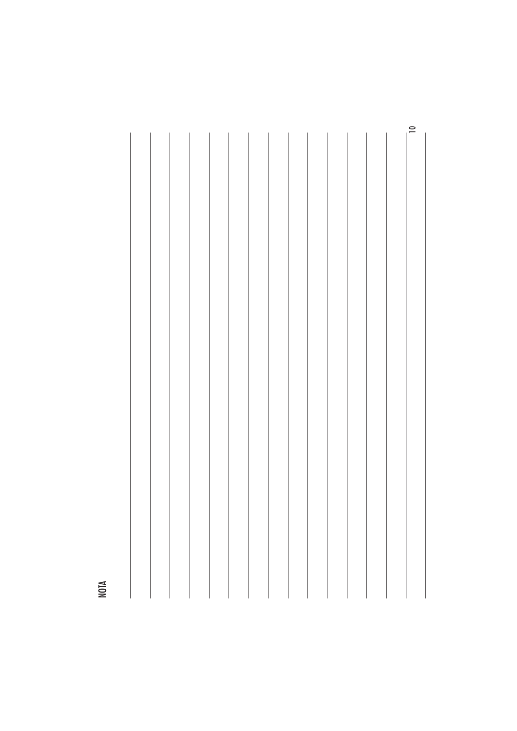# NOTA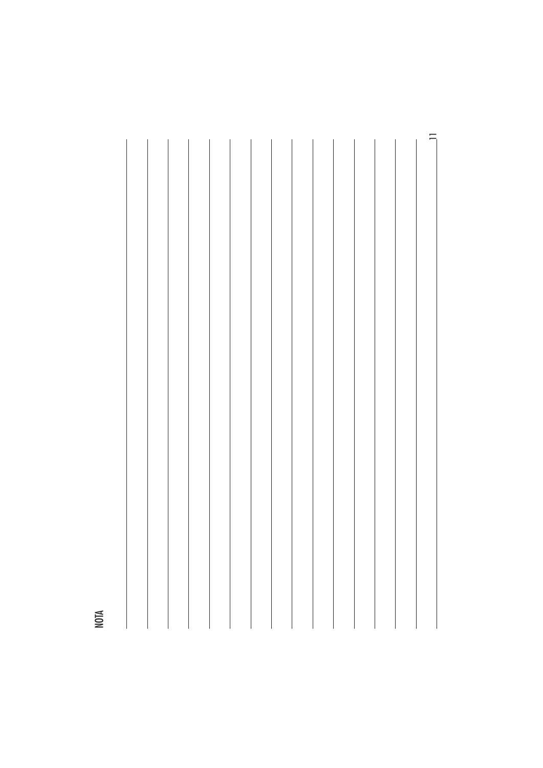NOTA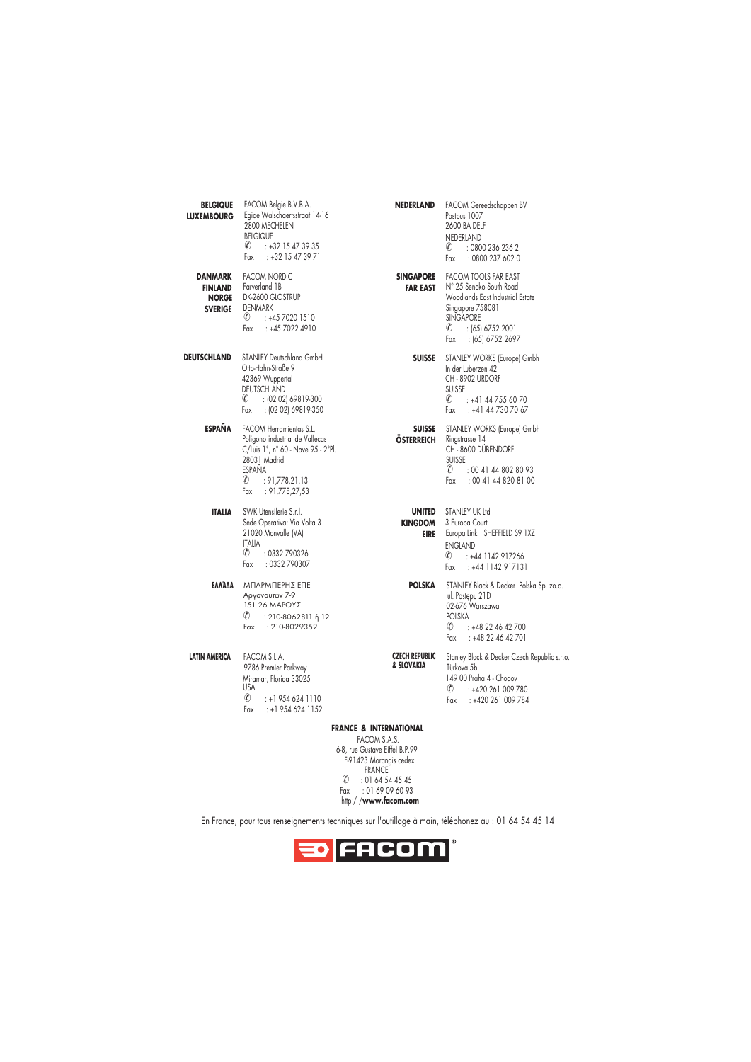**BELGIQUE**
**LUXEMBOURG**
FACOM Belgie B.V.B.A.
Egide Walschaertsstraat 14-16
2800 MECHELEN
BELGIQUE
✆ : +32 15 47 39 35
Fax : +32 15 47 39 71

**DANMARK**
**FINLAND**
**NORGE**
**SVERIGE**
FACOM NORDIC
Farverland 1B
DK-2600 GLOSTRUP
DENMARK
✆ : +45 7020 1510
Fax : +45 7022 4910

**DEUTSCHLAND**
STANLEY Deutschland GmbH
Otto-Hahn-Straße 9
42369 Wuppertal
DEUTSCHLAND
✆ : (02 02) 69819-300
Fax : (02 02) 69819-350

**ESPAÑA**
FACOM Herramientas S.L.
Poligono industrial de Vallecas
C/Luis 1°, n° 60 - Nave 95 - 2°Pl.
28031 Madrid
ESPAÑA
✆ : 91,778,21,13
Fax : 91,778,27,53

**ITALIA**
SWK Utensilerie S.r.l.
Sede Operativa: Via Volta 3
21020 Monvalle (VA)
ITALIA
✆ : 0332 790326
Fax : 0332 790307

**ΕΛΛΑΔΑ**
ΜΠΑΡΜΠΕΡΗΣ ΕΠΕ
Αργοναυτών 7-9
151 26 ΜΑΡΟΥΣΙ
✆ : 210-8062811 ή 12
Fax. : 210-8029352

**LATIN AMERICA**
FACOM S.L.A.
9786 Premier Parkway
Miramar, Florida 33025
USA
✆ : +1 954 624 1110
Fax : +1 954 624 1152

**NEDERLAND**
FACOM Gereedschappen BV
Postbus 1007
2600 BA DELF
NEDERLAND
✆ : 0800 236 236 2
Fax : 0800 237 602 0

**SINGAPORE**
**FAR EAST**
FACOM TOOLS FAR EAST
N° 25 Senoko South Road
Woodlands East Industrial Estate
Singapore 758081
SINGAPORE
✆ : (65) 6752 2001
Fax : (65) 6752 2697

**SUISSE**
STANLEY WORKS (Europe) Gmbh
In der Luberzen 42
CH - 8902 URDORF
SUISSE
✆ : +41 44 755 60 70
Fax : +41 44 730 70 67

**SUISSE**
**ÖSTERREICH**
STANLEY WORKS (Europe) Gmbh
Ringstrasse 14
CH - 8600 DÜBENDORF
SUISSE
✆ : 00 41 44 802 80 93
Fax : 00 41 44 820 81 00

**UNITED KINGDOM**
**EIRE**
STANLEY UK Ltd
3 Europa Court
Europa Link SHEFFIELD S9 1XZ
ENGLAND
✆ : +44 1142 917266
Fax : +44 1142 917131

**POLSKA**
STANLEY Black & Decker Polska Sp. zo.o.
ul. Postępu 21D
02-676 Warszawa
POLSKA
✆ : +48 22 46 42 700
Fax : +48 22 46 42 701

**CZECH REPUBLIC**
**& SLOVAKIA**
Stanley Black & Decker Czech Republic s.r.o.
Türkova 5b
149 00 Praha 4 - Chodov
✆ : +420 261 009 780
Fax : +420 261 009 784

**FRANCE & INTERNATIONAL**
FACOM S.A.S.
6-8, rue Gustave Eiffel B.P.99
F-91423 Morangis cedex
FRANCE
✆ : 01 64 54 45 45
Fax : 01 69 09 60 93
http://**www.facom.com**

En France, pour tous renseignements techniques sur l'outillage à main, téléphonez au : 01 64 54 45 14

FACOM®